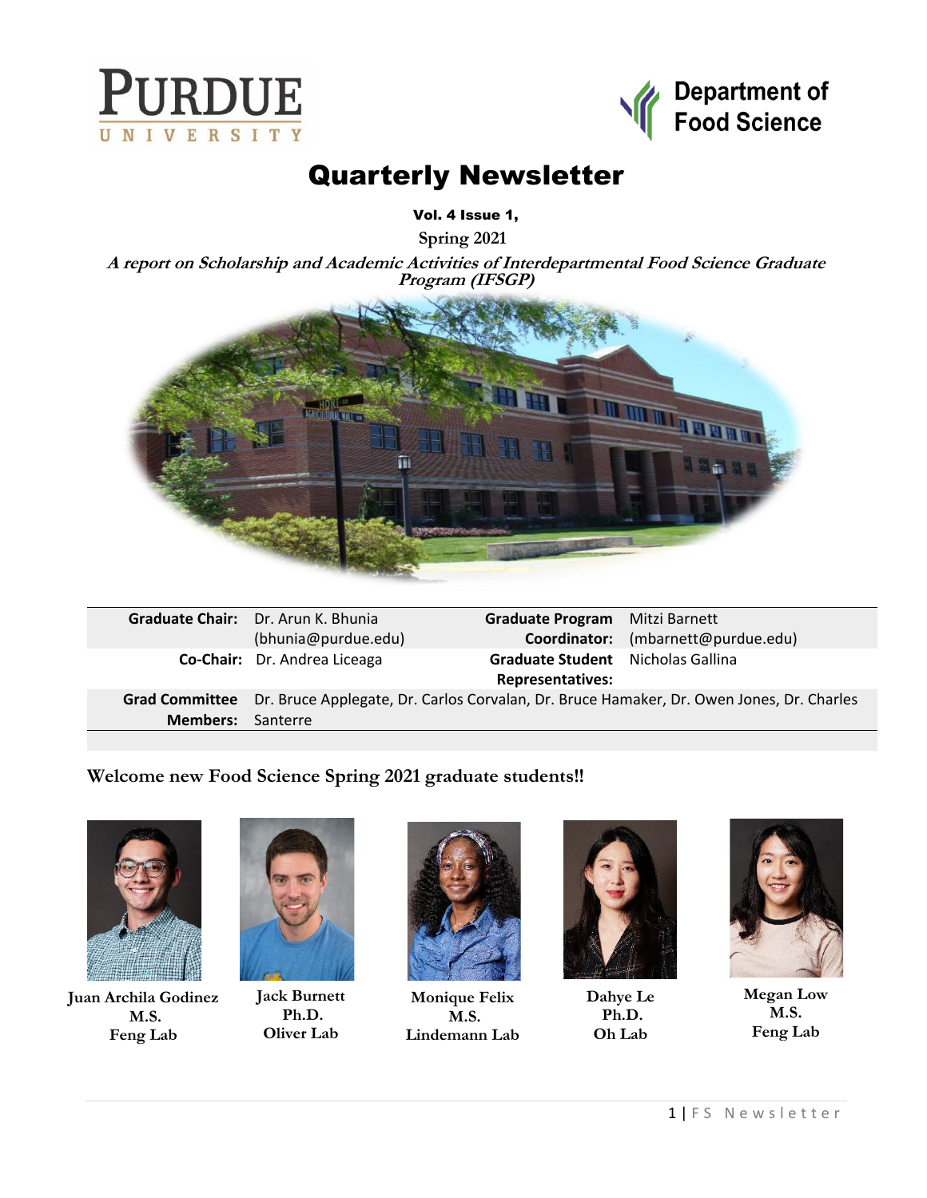Purdue University — Department of Food Science

# Quarterly Newsletter

**Vol. 4 Issue 1,**

**Spring 2021**

***A report on Scholarship and Academic Activities of Interdepartmental Food Science Graduate Program (IFSGP)***

| | | | |
|---|---|---|---|
| **Graduate Chair:** | Dr. Arun K. Bhunia (bhunia@purdue.edu) | **Graduate Program Coordinator:** | Mitzi Barnett (mbarnett@purdue.edu) |
| **Co-Chair:** | Dr. Andrea Liceaga | **Graduate Student Representatives:** | Nicholas Gallina |
| **Grad Committee Members:** | Dr. Bruce Applegate, Dr. Carlos Corvalan, Dr. Bruce Hamaker, Dr. Owen Jones, Dr. Charles Santerre | | |

## Welcome new Food Science Spring 2021 graduate students!!

**Juan Archila Godinez**
**M.S.**
**Feng Lab**

**Jack Burnett**
**Ph.D.**
**Oliver Lab**

**Monique Felix**
**M.S.**
**Lindemann Lab**

**Dahye Le**
**Ph.D.**
**Oh Lab**

**Megan Low**
**M.S.**
**Feng Lab**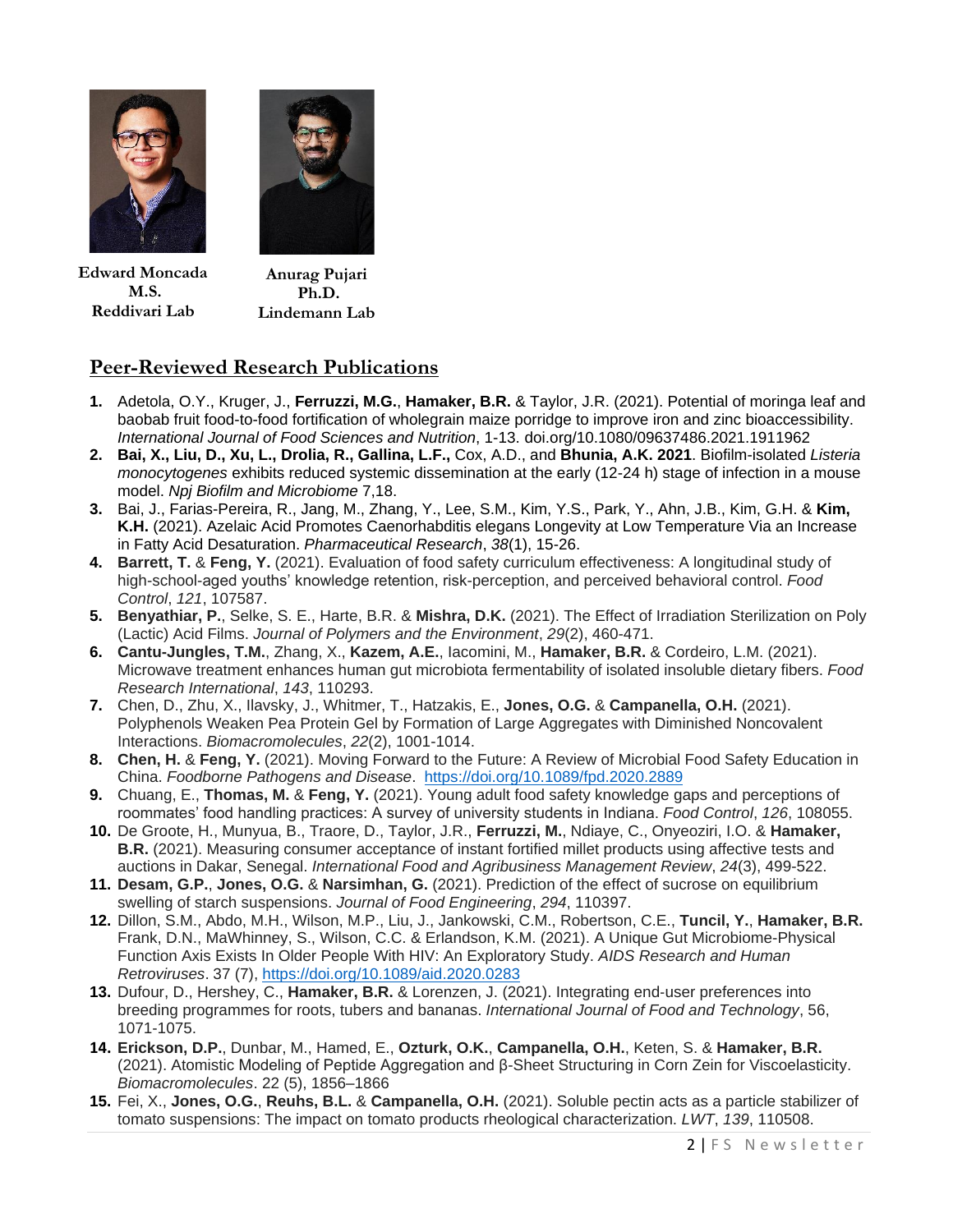**Edward Moncada**
**M.S.**
**Reddivari Lab**

**Anurag Pujari**
**Ph.D.**
**Lindemann Lab**

## Peer-Reviewed Research Publications

1. Adetola, O.Y., Kruger, J., **Ferruzzi, M.G.**, **Hamaker, B.R.** & Taylor, J.R. (2021). Potential of moringa leaf and baobab fruit food-to-food fortification of wholegrain maize porridge to improve iron and zinc bioaccessibility. *International Journal of Food Sciences and Nutrition*, 1-13. doi.org/10.1080/09637486.2021.1911962
2. **Bai, X., Liu, D., Xu, L., Drolia, R., Gallina, L.F.,** Cox, A.D., and **Bhunia, A.K. 2021**. Biofilm-isolated *Listeria monocytogenes* exhibits reduced systemic dissemination at the early (12-24 h) stage of infection in a mouse model. *Npj Biofilm and Microbiome* 7,18.
3. Bai, J., Farias-Pereira, R., Jang, M., Zhang, Y., Lee, S.M., Kim, Y.S., Park, Y., Ahn, J.B., Kim, G.H. & **Kim, K.H.** (2021). Azelaic Acid Promotes Caenorhabditis elegans Longevity at Low Temperature Via an Increase in Fatty Acid Desaturation. *Pharmaceutical Research*, *38*(1), 15-26.
4. **Barrett, T.** & **Feng, Y.** (2021). Evaluation of food safety curriculum effectiveness: A longitudinal study of high-school-aged youths' knowledge retention, risk-perception, and perceived behavioral control. *Food Control*, *121*, 107587.
5. **Benyathiar, P.**, Selke, S. E., Harte, B.R. & **Mishra, D.K.** (2021). The Effect of Irradiation Sterilization on Poly (Lactic) Acid Films. *Journal of Polymers and the Environment*, *29*(2), 460-471.
6. **Cantu-Jungles, T.M.**, Zhang, X., **Kazem, A.E.**, Iacomini, M., **Hamaker, B.R.** & Cordeiro, L.M. (2021). Microwave treatment enhances human gut microbiota fermentability of isolated insoluble dietary fibers. *Food Research International*, *143*, 110293.
7. Chen, D., Zhu, X., Ilavsky, J., Whitmer, T., Hatzakis, E., **Jones, O.G.** & **Campanella, O.H.** (2021). Polyphenols Weaken Pea Protein Gel by Formation of Large Aggregates with Diminished Noncovalent Interactions. *Biomacromolecules*, *22*(2), 1001-1014.
8. **Chen, H.** & **Feng, Y.** (2021). Moving Forward to the Future: A Review of Microbial Food Safety Education in China. *Foodborne Pathogens and Disease*. https://doi.org/10.1089/fpd.2020.2889
9. Chuang, E., **Thomas, M.** & **Feng, Y.** (2021). Young adult food safety knowledge gaps and perceptions of roommates' food handling practices: A survey of university students in Indiana. *Food Control*, *126*, 108055.
10. De Groote, H., Munyua, B., Traore, D., Taylor, J.R., **Ferruzzi, M.**, Ndiaye, C., Onyeoziri, I.O. & **Hamaker, B.R.** (2021). Measuring consumer acceptance of instant fortified millet products using affective tests and auctions in Dakar, Senegal. *International Food and Agribusiness Management Review*, *24*(3), 499-522.
11. **Desam, G.P.**, **Jones, O.G** & **Narsimhan, G.** (2021). Prediction of the effect of sucrose on equilibrium swelling of starch suspensions. *Journal of Food Engineering*, *294*, 110397.
12. Dillon, S.M., Abdo, M.H., Wilson, M.P., Liu, J., Jankowski, C.M., Robertson, C.E., **Tuncil, Y.**, **Hamaker, B.R.** Frank, D.N., MaWhinney, S., Wilson, C.C. & Erlandson, K.M. (2021). A Unique Gut Microbiome-Physical Function Axis Exists In Older People With HIV: An Exploratory Study. *AIDS Research and Human Retroviruses*. 37 (7), https://doi.org/10.1089/aid.2020.0283
13. Dufour, D., Hershey, C., **Hamaker, B.R.** & Lorenzen, J. (2021). Integrating end-user preferences into breeding programmes for roots, tubers and bananas. *International Journal of Food and Technology*, 56, 1071-1075.
14. **Erickson, D.P.**, Dunbar, M., Hamed, E., **Ozturk, O.K.**, **Campanella, O.H.**, Keten, S. & **Hamaker, B.R.** (2021). Atomistic Modeling of Peptide Aggregation and β-Sheet Structuring in Corn Zein for Viscoelasticity. *Biomacromolecules*. 22 (5), 1856–1866
15. Fei, X., **Jones, O.G.**, **Reuhs, B.L.** & **Campanella, O.H.** (2021). Soluble pectin acts as a particle stabilizer of tomato suspensions: The impact on tomato products rheological characterization. *LWT*, *139*, 110508.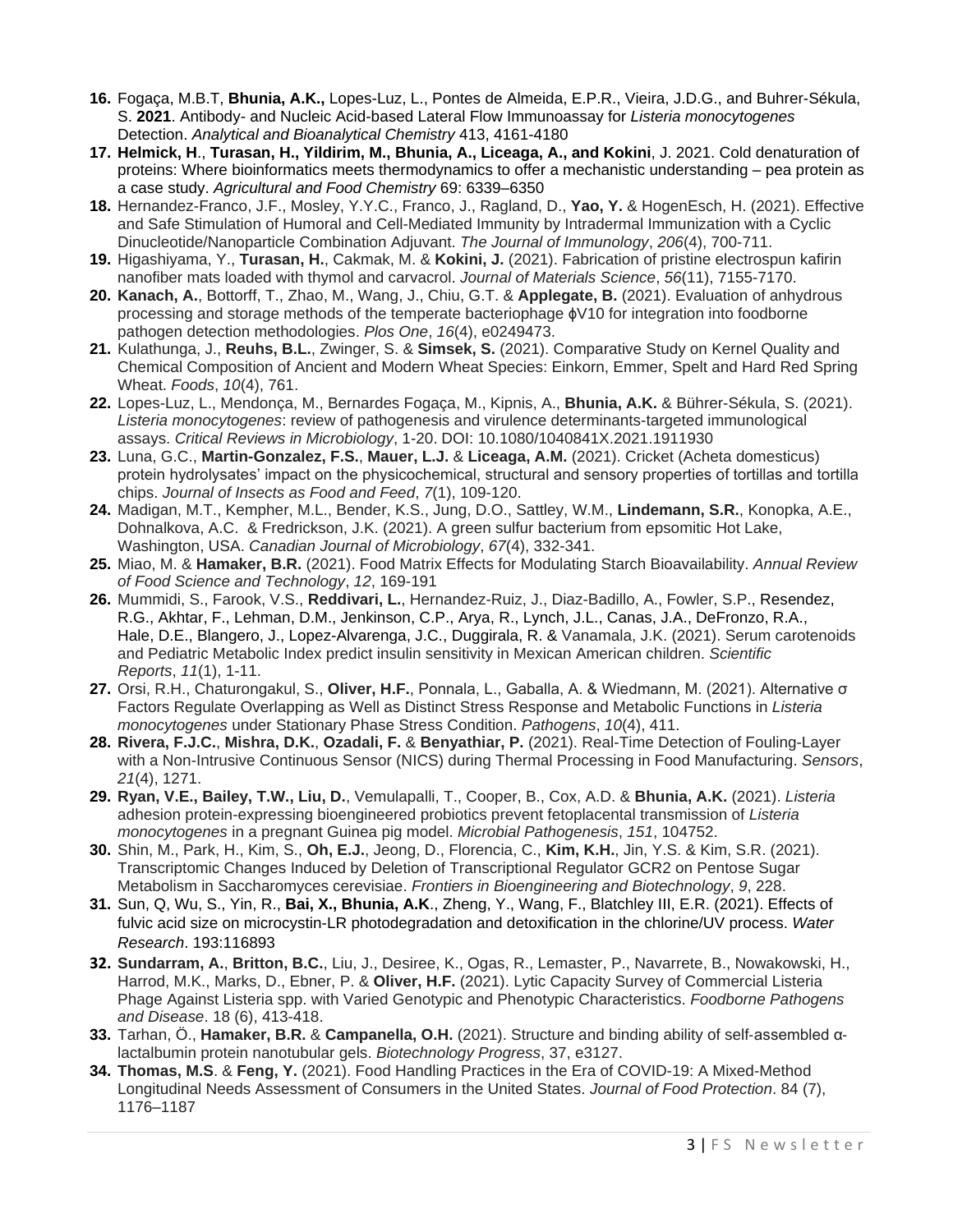16. Fogaça, M.B.T, **Bhunia, A.K.,** Lopes-Luz, L., Pontes de Almeida, E.P.R., Vieira, J.D.G., and Buhrer-Sékula, S. **2021**. Antibody- and Nucleic Acid-based Lateral Flow Immunoassay for *Listeria monocytogenes* Detection. *Analytical and Bioanalytical Chemistry* 413, 4161-4180
17. **Helmick, H**., **Turasan, H., Yildirim, M., Bhunia, A., Liceaga, A., and Kokini**, J. 2021. Cold denaturation of proteins: Where bioinformatics meets thermodynamics to offer a mechanistic understanding – pea protein as a case study. *Agricultural and Food Chemistry* 69: 6339–6350
18. Hernandez-Franco, J.F., Mosley, Y.Y.C., Franco, J., Ragland, D., **Yao, Y.** & HogenEsch, H. (2021). Effective and Safe Stimulation of Humoral and Cell-Mediated Immunity by Intradermal Immunization with a Cyclic Dinucleotide/Nanoparticle Combination Adjuvant. *The Journal of Immunology*, *206*(4), 700-711.
19. Higashiyama, Y., **Turasan, H.**, Cakmak, M. & **Kokini, J.** (2021). Fabrication of pristine electrospun kafirin nanofiber mats loaded with thymol and carvacrol. *Journal of Materials Science*, *56*(11), 7155-7170.
20. **Kanach, A.**, Bottorff, T., Zhao, M., Wang, J., Chiu, G.T. & **Applegate, B.** (2021). Evaluation of anhydrous processing and storage methods of the temperate bacteriophage ϕV10 for integration into foodborne pathogen detection methodologies. *Plos One*, *16*(4), e0249473.
21. Kulathunga, J., **Reuhs, B.L.**, Zwinger, S. & **Simsek, S.** (2021). Comparative Study on Kernel Quality and Chemical Composition of Ancient and Modern Wheat Species: Einkorn, Emmer, Spelt and Hard Red Spring Wheat. *Foods*, *10*(4), 761.
22. Lopes-Luz, L., Mendonça, M., Bernardes Fogaça, M., Kipnis, A., **Bhunia, A.K.** & Bührer-Sékula, S. (2021). *Listeria monocytogenes*: review of pathogenesis and virulence determinants-targeted immunological assays. *Critical Reviews in Microbiology*, 1-20. DOI: 10.1080/1040841X.2021.1911930
23. Luna, G.C., **Martin-Gonzalez, F.S.**, **Mauer, L.J.** & **Liceaga, A.M.** (2021). Cricket (Acheta domesticus) protein hydrolysates' impact on the physicochemical, structural and sensory properties of tortillas and tortilla chips. *Journal of Insects as Food and Feed*, *7*(1), 109-120.
24. Madigan, M.T., Kempher, M.L., Bender, K.S., Jung, D.O., Sattley, W.M., **Lindemann, S.R.**, Konopka, A.E., Dohnalkova, A.C. & Fredrickson, J.K. (2021). A green sulfur bacterium from epsomitic Hot Lake, Washington, USA. *Canadian Journal of Microbiology*, *67*(4), 332-341.
25. Miao, M. & **Hamaker, B.R.** (2021). Food Matrix Effects for Modulating Starch Bioavailability. *Annual Review of Food Science and Technology*, *12*, 169-191
26. Mummidi, S., Farook, V.S., **Reddivari, L.**, Hernandez-Ruiz, J., Diaz-Badillo, A., Fowler, S.P., Resendez, R.G., Akhtar, F., Lehman, D.M., Jenkinson, C.P., Arya, R., Lynch, J.L., Canas, J.A., DeFronzo, R.A., Hale, D.E., Blangero, J., Lopez-Alvarenga, J.C., Duggirala, R. & Vanamala, J.K. (2021). Serum carotenoids and Pediatric Metabolic Index predict insulin sensitivity in Mexican American children. *Scientific Reports*, *11*(1), 1-11.
27. Orsi, R.H., Chaturongakul, S., **Oliver, H.F.**, Ponnala, L., Gaballa, A. & Wiedmann, M. (2021). Alternative σ Factors Regulate Overlapping as Well as Distinct Stress Response and Metabolic Functions in *Listeria monocytogenes* under Stationary Phase Stress Condition. *Pathogens*, *10*(4), 411.
28. **Rivera, F.J.C.**, **Mishra, D.K.**, **Ozadali, F.** & **Benyathiar, P.** (2021). Real-Time Detection of Fouling-Layer with a Non-Intrusive Continuous Sensor (NICS) during Thermal Processing in Food Manufacturing. *Sensors*, *21*(4), 1271.
29. **Ryan, V.E., Bailey, T.W., Liu, D.**, Vemulapalli, T., Cooper, B., Cox, A.D. & **Bhunia, A.K.** (2021). *Listeria* adhesion protein-expressing bioengineered probiotics prevent fetoplacental transmission of *Listeria monocytogenes* in a pregnant Guinea pig model. *Microbial Pathogenesis*, *151*, 104752.
30. Shin, M., Park, H., Kim, S., **Oh, E.J.**, Jeong, D., Florencia, C., **Kim, K.H.**, Jin, Y.S. & Kim, S.R. (2021). Transcriptomic Changes Induced by Deletion of Transcriptional Regulator GCR2 on Pentose Sugar Metabolism in Saccharomyces cerevisiae. *Frontiers in Bioengineering and Biotechnology*, *9*, 228.
31. Sun, Q, Wu, S., Yin, R., **Bai, X., Bhunia, A.K**., Zheng, Y., Wang, F., Blatchley III, E.R. (2021). Effects of fulvic acid size on microcystin-LR photodegradation and detoxification in the chlorine/UV process. *Water Research*. 193:116893
32. **Sundarram, A.**, **Britton, B.C.**, Liu, J., Desiree, K., Ogas, R., Lemaster, P., Navarrete, B., Nowakowski, H., Harrod, M.K., Marks, D., Ebner, P. & **Oliver, H.F.** (2021). Lytic Capacity Survey of Commercial Listeria Phage Against Listeria spp. with Varied Genotypic and Phenotypic Characteristics. *Foodborne Pathogens and Disease*. 18 (6), 413-418.
33. Tarhan, Ö., **Hamaker, B.R.** & **Campanella, O.H.** (2021). Structure and binding ability of self-assembled α-lactalbumin protein nanotubular gels. *Biotechnology Progress*, 37, e3127.
34. **Thomas, M.S**. & **Feng, Y.** (2021). Food Handling Practices in the Era of COVID-19: A Mixed-Method Longitudinal Needs Assessment of Consumers in the United States. *Journal of Food Protection*. 84 (7), 1176–1187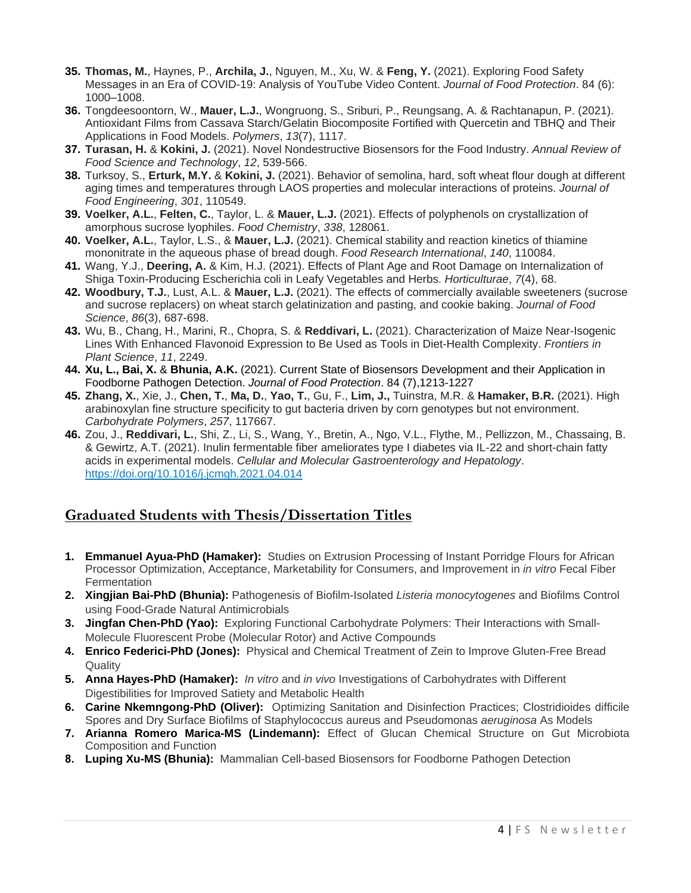35. **Thomas, M.**, Haynes, P., **Archila, J.**, Nguyen, M., Xu, W. & **Feng, Y.** (2021). Exploring Food Safety Messages in an Era of COVID-19: Analysis of YouTube Video Content. *Journal of Food Protection*. 84 (6): 1000–1008.
36. Tongdeesoontorn, W., **Mauer, L.J.**, Wongruong, S., Sriburi, P., Reungsang, A. & Rachtanapun, P. (2021). Antioxidant Films from Cassava Starch/Gelatin Biocomposite Fortified with Quercetin and TBHQ and Their Applications in Food Models. *Polymers*, *13*(7), 1117.
37. **Turasan, H.** & **Kokini, J.** (2021). Novel Nondestructive Biosensors for the Food Industry. *Annual Review of Food Science and Technology*, *12*, 539-566.
38. Turksoy, S., **Erturk, M.Y.** & **Kokini, J.** (2021). Behavior of semolina, hard, soft wheat flour dough at different aging times and temperatures through LAOS properties and molecular interactions of proteins. *Journal of Food Engineering*, *301*, 110549.
39. **Voelker, A.L.**, **Felten, C.**, Taylor, L. & **Mauer, L.J.** (2021). Effects of polyphenols on crystallization of amorphous sucrose lyophiles. *Food Chemistry*, *338*, 128061.
40. **Voelker, A.L.**, Taylor, L.S., & **Mauer, L.J.** (2021). Chemical stability and reaction kinetics of thiamine mononitrate in the aqueous phase of bread dough. *Food Research International*, *140*, 110084.
41. Wang, Y.J., **Deering, A.** & Kim, H.J. (2021). Effects of Plant Age and Root Damage on Internalization of Shiga Toxin-Producing Escherichia coli in Leafy Vegetables and Herbs. *Horticulturae*, *7*(4), 68.
42. **Woodbury, T.J.**, Lust, A.L. & **Mauer, L.J.** (2021). The effects of commercially available sweeteners (sucrose and sucrose replacers) on wheat starch gelatinization and pasting, and cookie baking. *Journal of Food Science*, *86*(3), 687-698.
43. Wu, B., Chang, H., Marini, R., Chopra, S. & **Reddivari, L.** (2021). Characterization of Maize Near-Isogenic Lines With Enhanced Flavonoid Expression to Be Used as Tools in Diet-Health Complexity. *Frontiers in Plant Science*, *11*, 2249.
44. **Xu, L., Bai, X.** & **Bhunia, A.K.** (2021). Current State of Biosensors Development and their Application in Foodborne Pathogen Detection. *Journal of Food Protection*. 84 (7),1213-1227
45. **Zhang, X.**, Xie, J., **Chen, T.**, **Ma, D.**, **Yao, T.**, Gu, F., **Lim, J.,** Tuinstra, M.R. & **Hamaker, B.R.** (2021). High arabinoxylan fine structure specificity to gut bacteria driven by corn genotypes but not environment. *Carbohydrate Polymers*, *257*, 117667.
46. Zou, J., **Reddivari, L.**, Shi, Z., Li, S., Wang, Y., Bretin, A., Ngo, V.L., Flythe, M., Pellizzon, M., Chassaing, B. & Gewirtz, A.T. (2021). Inulin fermentable fiber ameliorates type I diabetes via IL-22 and short-chain fatty acids in experimental models. *Cellular and Molecular Gastroenterology and Hepatology*. https://doi.org/10.1016/j.jcmgh.2021.04.014

## Graduated Students with Thesis/Dissertation Titles

1. **Emmanuel Ayua-PhD (Hamaker):** Studies on Extrusion Processing of Instant Porridge Flours for African Processor Optimization, Acceptance, Marketability for Consumers, and Improvement in *in vitro* Fecal Fiber Fermentation
2. **Xingjian Bai-PhD (Bhunia):** Pathogenesis of Biofilm-Isolated *Listeria monocytogenes* and Biofilms Control using Food-Grade Natural Antimicrobials
3. **Jingfan Chen-PhD (Yao):** Exploring Functional Carbohydrate Polymers: Their Interactions with Small-Molecule Fluorescent Probe (Molecular Rotor) and Active Compounds
4. **Enrico Federici-PhD (Jones):** Physical and Chemical Treatment of Zein to Improve Gluten-Free Bread Quality
5. **Anna Hayes-PhD (Hamaker):** *In vitro* and *in vivo* Investigations of Carbohydrates with Different Digestibilities for Improved Satiety and Metabolic Health
6. **Carine Nkemngong-PhD (Oliver):** Optimizing Sanitation and Disinfection Practices; Clostridioides difficile Spores and Dry Surface Biofilms of Staphylococcus aureus and Pseudomonas *aeruginosa* As Models
7. **Arianna Romero Marica-MS (Lindemann):** Effect of Glucan Chemical Structure on Gut Microbiota Composition and Function
8. **Luping Xu-MS (Bhunia):** Mammalian Cell-based Biosensors for Foodborne Pathogen Detection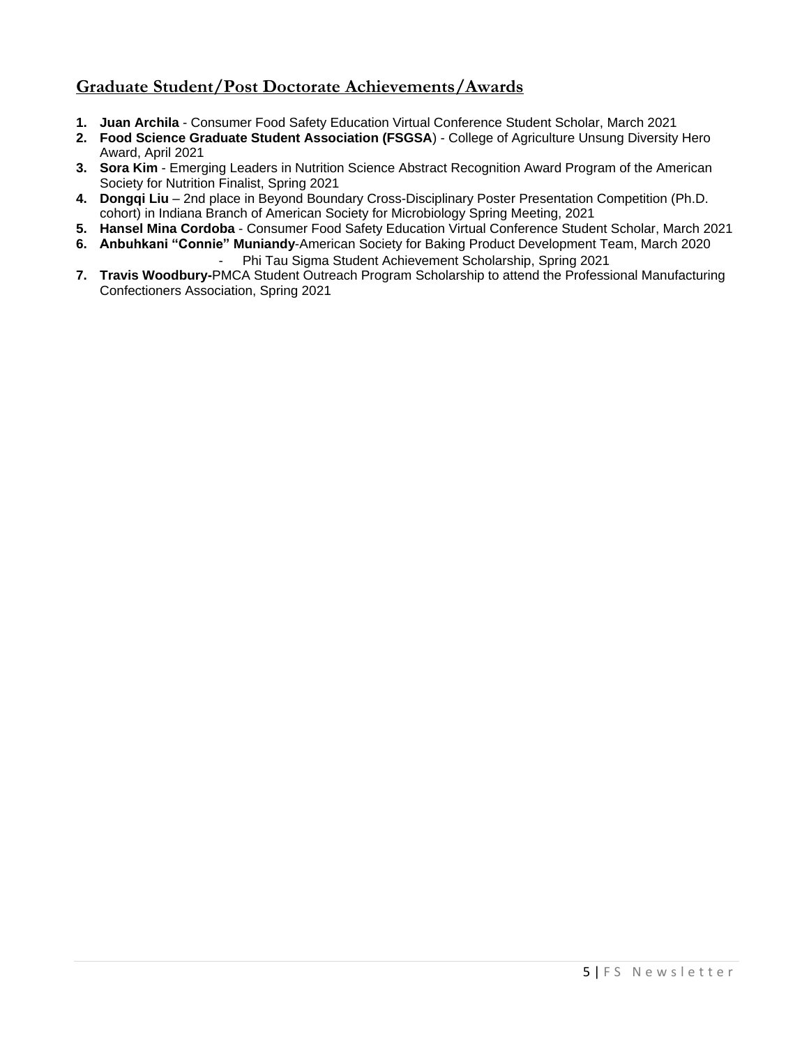## Graduate Student/Post Doctorate Achievements/Awards

1. **Juan Archila** - Consumer Food Safety Education Virtual Conference Student Scholar, March 2021
2. **Food Science Graduate Student Association (FSGSA**) - College of Agriculture Unsung Diversity Hero Award, April 2021
3. **Sora Kim** - Emerging Leaders in Nutrition Science Abstract Recognition Award Program of the American Society for Nutrition Finalist, Spring 2021
4. **Dongqi Liu** – 2nd place in Beyond Boundary Cross-Disciplinary Poster Presentation Competition (Ph.D. cohort) in Indiana Branch of American Society for Microbiology Spring Meeting, 2021
5. **Hansel Mina Cordoba** - Consumer Food Safety Education Virtual Conference Student Scholar, March 2021
6. **Anbuhkani "Connie" Muniandy**-American Society for Baking Product Development Team, March 2020
   - Phi Tau Sigma Student Achievement Scholarship, Spring 2021
7. **Travis Woodbury-**PMCA Student Outreach Program Scholarship to attend the Professional Manufacturing Confectioners Association, Spring 2021